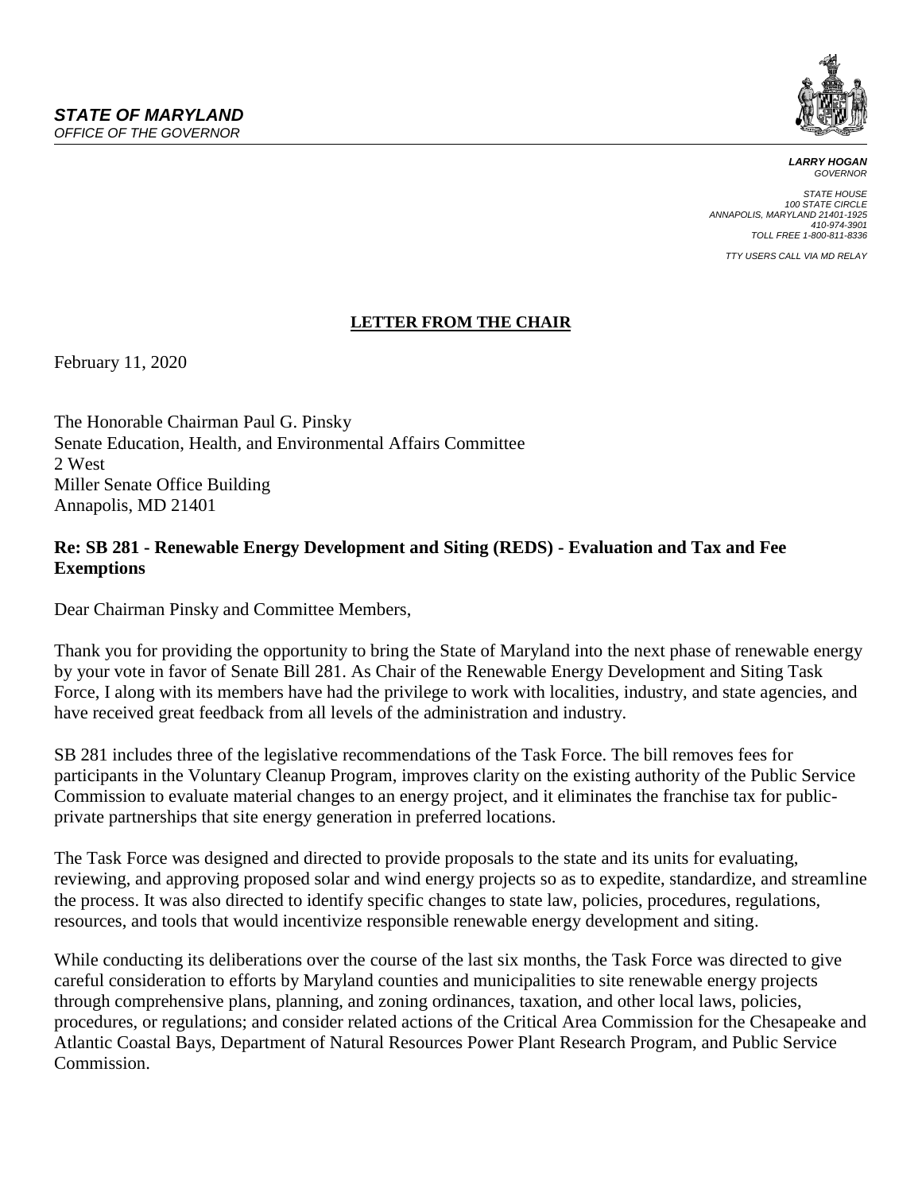***STATE OF MARYLAND***
*OFFICE OF THE GOVERNOR*

***LARRY HOGAN***
*GOVERNOR*

*STATE HOUSE*
*100 STATE CIRCLE*
*ANNAPOLIS, MARYLAND 21401-1925*
*410-974-3901*
*TOLL FREE 1-800-811-8336*

*TTY USERS CALL VIA MD RELAY*

**LETTER FROM THE CHAIR**

February 11, 2020

The Honorable Chairman Paul G. Pinsky
Senate Education, Health, and Environmental Affairs Committee
2 West
Miller Senate Office Building
Annapolis, MD 21401

**Re: SB 281 - Renewable Energy Development and Siting (REDS) - Evaluation and Tax and Fee Exemptions**

Dear Chairman Pinsky and Committee Members,

Thank you for providing the opportunity to bring the State of Maryland into the next phase of renewable energy by your vote in favor of Senate Bill 281. As Chair of the Renewable Energy Development and Siting Task Force, I along with its members have had the privilege to work with localities, industry, and state agencies, and have received great feedback from all levels of the administration and industry.

SB 281 includes three of the legislative recommendations of the Task Force. The bill removes fees for participants in the Voluntary Cleanup Program, improves clarity on the existing authority of the Public Service Commission to evaluate material changes to an energy project, and it eliminates the franchise tax for public-private partnerships that site energy generation in preferred locations.

The Task Force was designed and directed to provide proposals to the state and its units for evaluating, reviewing, and approving proposed solar and wind energy projects so as to expedite, standardize, and streamline the process. It was also directed to identify specific changes to state law, policies, procedures, regulations, resources, and tools that would incentivize responsible renewable energy development and siting.

While conducting its deliberations over the course of the last six months, the Task Force was directed to give careful consideration to efforts by Maryland counties and municipalities to site renewable energy projects through comprehensive plans, planning, and zoning ordinances, taxation, and other local laws, policies, procedures, or regulations; and consider related actions of the Critical Area Commission for the Chesapeake and Atlantic Coastal Bays, Department of Natural Resources Power Plant Research Program, and Public Service Commission.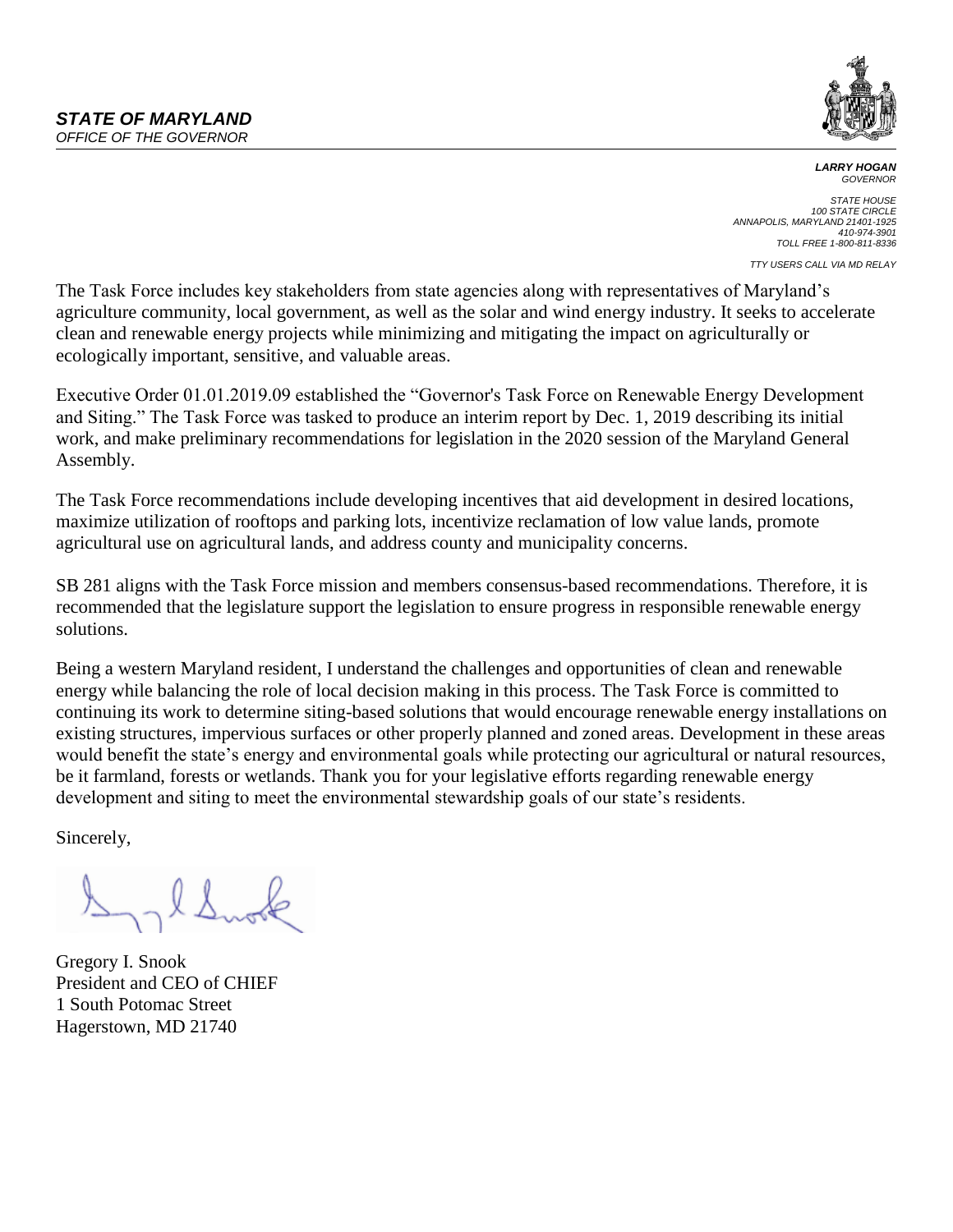***STATE OF MARYLAND***
*OFFICE OF THE GOVERNOR*

***LARRY HOGAN***
*GOVERNOR*

*STATE HOUSE*
*100 STATE CIRCLE*
*ANNAPOLIS, MARYLAND 21401-1925*
*410-974-3901*
*TOLL FREE 1-800-811-8336*

*TTY USERS CALL VIA MD RELAY*

The Task Force includes key stakeholders from state agencies along with representatives of Maryland's agriculture community, local government, as well as the solar and wind energy industry. It seeks to accelerate clean and renewable energy projects while minimizing and mitigating the impact on agriculturally or ecologically important, sensitive, and valuable areas.

Executive Order 01.01.2019.09 established the "Governor's Task Force on Renewable Energy Development and Siting." The Task Force was tasked to produce an interim report by Dec. 1, 2019 describing its initial work, and make preliminary recommendations for legislation in the 2020 session of the Maryland General Assembly.

The Task Force recommendations include developing incentives that aid development in desired locations, maximize utilization of rooftops and parking lots, incentivize reclamation of low value lands, promote agricultural use on agricultural lands, and address county and municipality concerns.

SB 281 aligns with the Task Force mission and members consensus-based recommendations. Therefore, it is recommended that the legislature support the legislation to ensure progress in responsible renewable energy solutions.

Being a western Maryland resident, I understand the challenges and opportunities of clean and renewable energy while balancing the role of local decision making in this process. The Task Force is committed to continuing its work to determine siting-based solutions that would encourage renewable energy installations on existing structures, impervious surfaces or other properly planned and zoned areas. Development in these areas would benefit the state's energy and environmental goals while protecting our agricultural or natural resources, be it farmland, forests or wetlands. Thank you for your legislative efforts regarding renewable energy development and siting to meet the environmental stewardship goals of our state's residents.

Sincerely,

Gregory I. Snook
President and CEO of CHIEF
1 South Potomac Street
Hagerstown, MD 21740